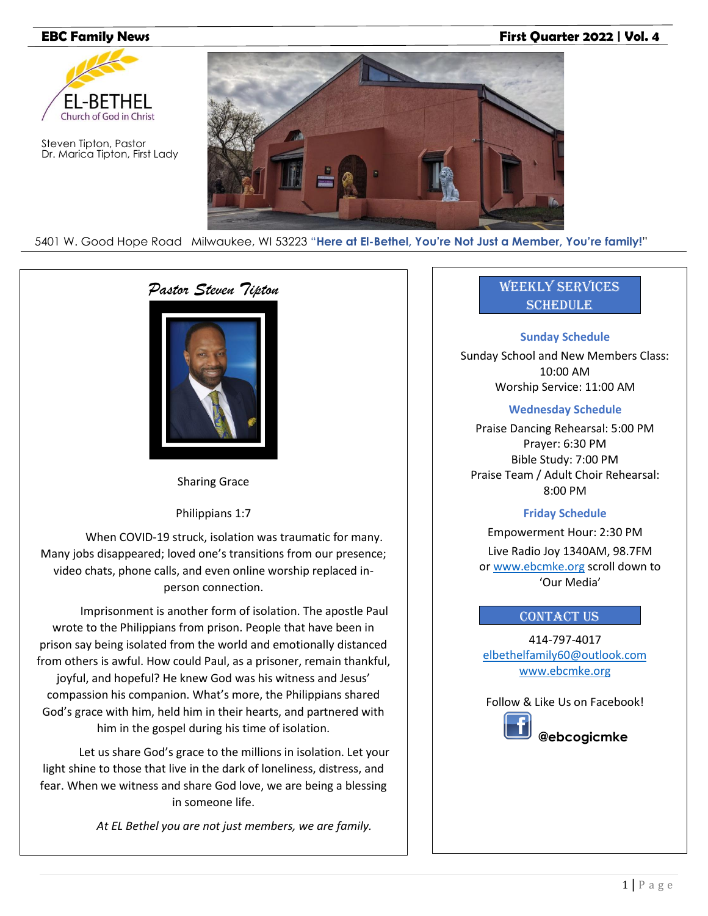**EBC Family News** **First Quarter 2022 | Vol. 4**

EL-BETHEL
Church of God in Christ

Steven Tipton, Pastor
Dr. Marica Tipton, First Lady

5401 W. Good Hope Road Milwaukee, WI 53223 "**Here at El-Bethel, You're Not Just a Member, You're family!**"

## *Pastor Steven Tipton*

Sharing Grace

Philippians 1:7

When COVID-19 struck, isolation was traumatic for many. Many jobs disappeared; loved one's transitions from our presence; video chats, phone calls, and even online worship replaced in-person connection.

Imprisonment is another form of isolation. The apostle Paul wrote to the Philippians from prison. People that have been in prison say being isolated from the world and emotionally distanced from others is awful. How could Paul, as a prisoner, remain thankful, joyful, and hopeful? He knew God was his witness and Jesus' compassion his companion. What's more, the Philippians shared God's grace with him, held him in their hearts, and partnered with him in the gospel during his time of isolation.

Let us share God's grace to the millions in isolation. Let your light shine to those that live in the dark of loneliness, distress, and fear. When we witness and share God love, we are being a blessing in someone life.

*At EL Bethel you are not just members, we are family.*

## WEEKLY SERVICES SCHEDULE

### Sunday Schedule

Sunday School and New Members Class: 10:00 AM
Worship Service: 11:00 AM

### Wednesday Schedule

Praise Dancing Rehearsal: 5:00 PM
Prayer: 6:30 PM
Bible Study: 7:00 PM
Praise Team / Adult Choir Rehearsal: 8:00 PM

### Friday Schedule

Empowerment Hour: 2:30 PM
Live Radio Joy 1340AM, 98.7FM or www.ebcmke.org scroll down to 'Our Media'

## CONTACT US

414-797-4017
elbethelfamily60@outlook.com
www.ebcmke.org

Follow & Like Us on Facebook!

**@ebcogicmke**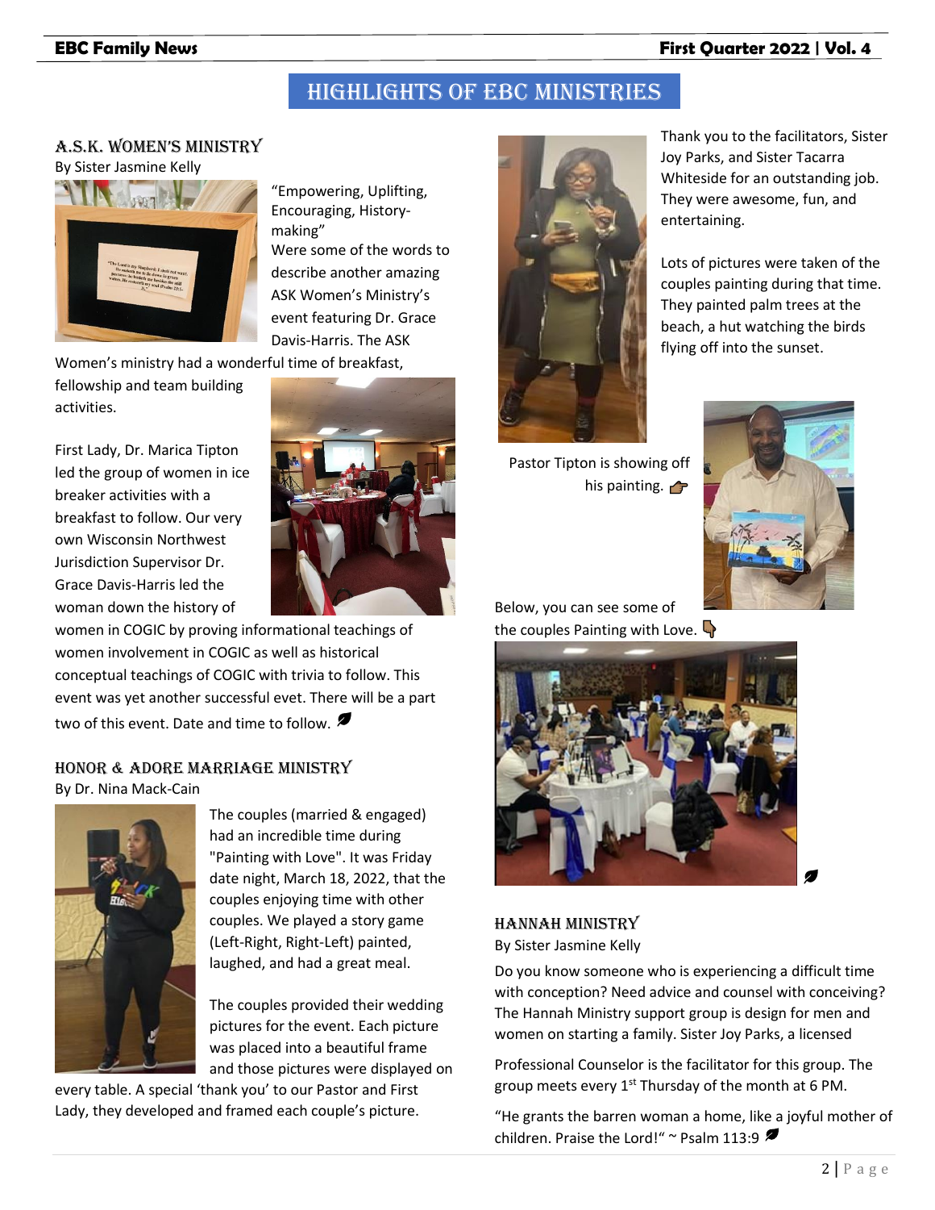# HIGHLIGHTS OF EBC MINISTRIES

## A.S.K. WOMEN'S MINISTRY

By Sister Jasmine Kelly

"Empowering, Uplifting, Encouraging, History-making"
Were some of the words to describe another amazing ASK Women's Ministry's event featuring Dr. Grace Davis-Harris. The ASK Women's ministry had a wonderful time of breakfast, fellowship and team building activities.

First Lady, Dr. Marica Tipton led the group of women in ice breaker activities with a breakfast to follow. Our very own Wisconsin Northwest Jurisdiction Supervisor Dr. Grace Davis-Harris led the woman down the history of women in COGIC by proving informational teachings of women involvement in COGIC as well as historical conceptual teachings of COGIC with trivia to follow. This event was yet another successful evet. There will be a part two of this event. Date and time to follow.

## HONOR & ADORE MARRIAGE MINISTRY

By Dr. Nina Mack-Cain

The couples (married & engaged) had an incredible time during "Painting with Love". It was Friday date night, March 18, 2022, that the couples enjoying time with other couples. We played a story game (Left-Right, Right-Left) painted, laughed, and had a great meal.

The couples provided their wedding pictures for the event. Each picture was placed into a beautiful frame and those pictures were displayed on every table. A special 'thank you' to our Pastor and First Lady, they developed and framed each couple's picture.

Thank you to the facilitators, Sister Joy Parks, and Sister Tacarra Whiteside for an outstanding job. They were awesome, fun, and entertaining.

Lots of pictures were taken of the couples painting during that time. They painted palm trees at the beach, a hut watching the birds flying off into the sunset.

Pastor Tipton is showing off his painting.

Below, you can see some of the couples Painting with Love.

## HANNAH MINISTRY

By Sister Jasmine Kelly

Do you know someone who is experiencing a difficult time with conception? Need advice and counsel with conceiving? The Hannah Ministry support group is design for men and women on starting a family. Sister Joy Parks, a licensed Professional Counselor is the facilitator for this group. The group meets every 1st Thursday of the month at 6 PM.

"He grants the barren woman a home, like a joyful mother of children. Praise the Lord!" ~ Psalm 113:9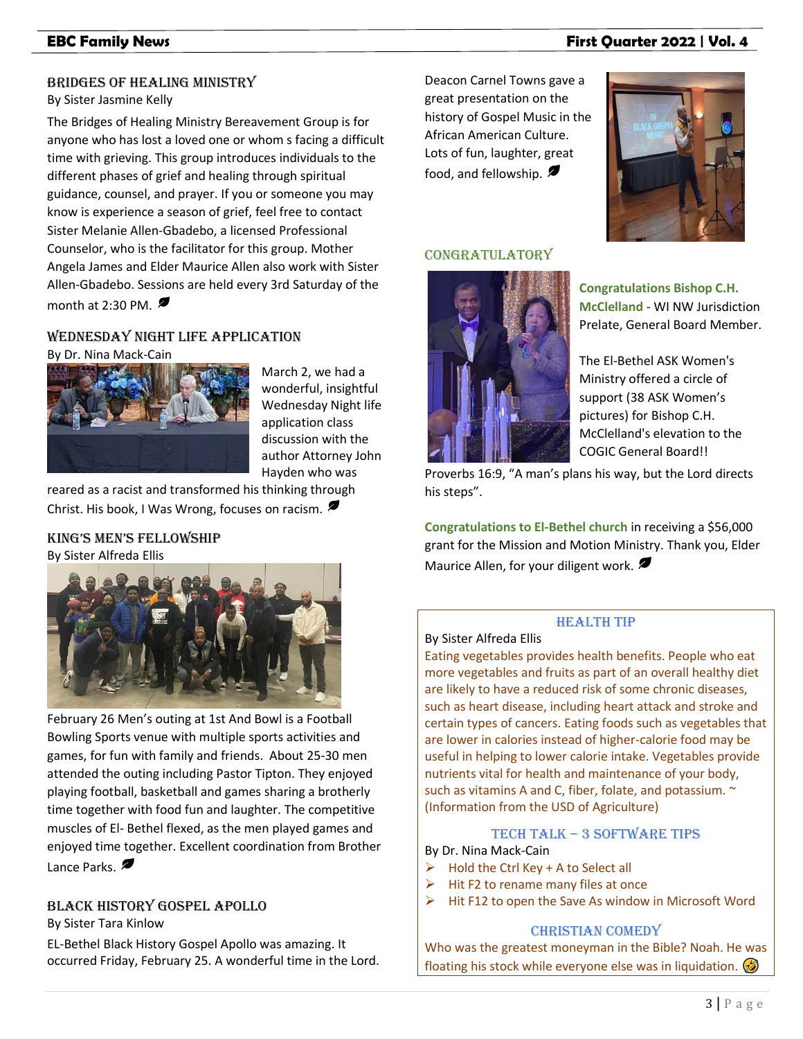## Bridges of Healing Ministry

By Sister Jasmine Kelly

The Bridges of Healing Ministry Bereavement Group is for anyone who has lost a loved one or whom s facing a difficult time with grieving. This group introduces individuals to the different phases of grief and healing through spiritual guidance, counsel, and prayer. If you or someone you may know is experience a season of grief, feel free to contact Sister Melanie Allen-Gbadebo, a licensed Professional Counselor, who is the facilitator for this group. Mother Angela James and Elder Maurice Allen also work with Sister Allen-Gbadebo. Sessions are held every 3rd Saturday of the month at 2:30 PM.

## Wednesday Night Life Application

By Dr. Nina Mack-Cain

March 2, we had a wonderful, insightful Wednesday Night life application class discussion with the author Attorney John Hayden who was reared as a racist and transformed his thinking through Christ. His book, I Was Wrong, focuses on racism.

## King's Men's Fellowship

By Sister Alfreda Ellis

February 26 Men's outing at 1st And Bowl is a Football Bowling Sports venue with multiple sports activities and games, for fun with family and friends. About 25-30 men attended the outing including Pastor Tipton. They enjoyed playing football, basketball and games sharing a brotherly time together with food fun and laughter. The competitive muscles of El- Bethel flexed, as the men played games and enjoyed time together. Excellent coordination from Brother Lance Parks.

## Black History Gospel Apollo

By Sister Tara Kinlow

EL-Bethel Black History Gospel Apollo was amazing. It occurred Friday, February 25. A wonderful time in the Lord.

Deacon Carnel Towns gave a great presentation on the history of Gospel Music in the African American Culture. Lots of fun, laughter, great food, and fellowship.

## Congratulatory

**Congratulations Bishop C.H. McClelland** - WI NW Jurisdiction Prelate, General Board Member.

The El-Bethel ASK Women's Ministry offered a circle of support (38 ASK Women's pictures) for Bishop C.H. McClelland's elevation to the COGIC General Board!!

Proverbs 16:9, "A man's plans his way, but the Lord directs his steps".

**Congratulations to El-Bethel church** in receiving a $56,000 grant for the Mission and Motion Ministry. Thank you, Elder Maurice Allen, for your diligent work.

## Health Tip

By Sister Alfreda Ellis

Eating vegetables provides health benefits. People who eat more vegetables and fruits as part of an overall healthy diet are likely to have a reduced risk of some chronic diseases, such as heart disease, including heart attack and stroke and certain types of cancers. Eating foods such as vegetables that are lower in calories instead of higher-calorie food may be useful in helping to lower calorie intake. Vegetables provide nutrients vital for health and maintenance of your body, such as vitamins A and C, fiber, folate, and potassium. ~ (Information from the USD of Agriculture)

## Tech Talk – 3 Software Tips

By Dr. Nina Mack-Cain

- Hold the Ctrl Key + A to Select all
- Hit F2 to rename many files at once
- Hit F12 to open the Save As window in Microsoft Word

## Christian Comedy

Who was the greatest moneyman in the Bible? Noah. He was floating his stock while everyone else was in liquidation. 🤣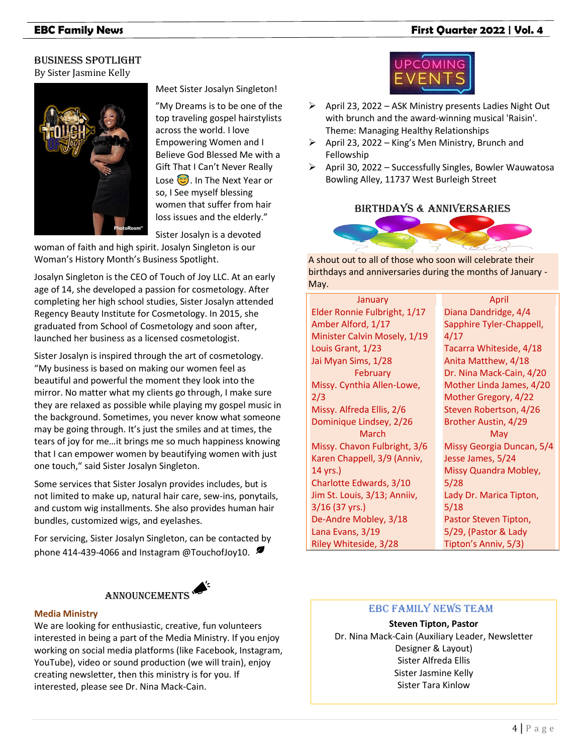## BUSINESS SPOTLIGHT

By Sister Jasmine Kelly

Meet Sister Josalyn Singleton!

"My Dreams is to be one of the top traveling gospel hairstylists across the world. I love Empowering Women and I Believe God Blessed Me with a Gift That I Can't Never Really Lose 😇. In The Next Year or so, I See myself blessing women that suffer from hair loss issues and the elderly."

Sister Josalyn is a devoted woman of faith and high spirit. Josalyn Singleton is our Woman's History Month's Business Spotlight.

Josalyn Singleton is the CEO of Touch of Joy LLC. At an early age of 14, she developed a passion for cosmetology. After completing her high school studies, Sister Josalyn attended Regency Beauty Institute for Cosmetology. In 2015, she graduated from School of Cosmetology and soon after, launched her business as a licensed cosmetologist.

Sister Josalyn is inspired through the art of cosmetology. "My business is based on making our women feel as beautiful and powerful the moment they look into the mirror. No matter what my clients go through, I make sure they are relaxed as possible while playing my gospel music in the background. Sometimes, you never know what someone may be going through. It's just the smiles and at times, the tears of joy for me…it brings me so much happiness knowing that I can empower women by beautifying women with just one touch," said Sister Josalyn Singleton.

Some services that Sister Josalyn provides includes, but is not limited to make up, natural hair care, sew-ins, ponytails, and custom wig installments. She also provides human hair bundles, customized wigs, and eyelashes.

For servicing, Sister Josalyn Singleton, can be contacted by phone 414-439-4066 and Instagram @TouchofJoy10.

## UPCOMING EVENTS

- April 23, 2022 – ASK Ministry presents Ladies Night Out with brunch and the award-winning musical 'Raisin'. Theme: Managing Healthy Relationships
- April 23, 2022 – King's Men Ministry, Brunch and Fellowship
- April 30, 2022 – Successfully Singles, Bowler Wauwatosa Bowling Alley, 11737 West Burleigh Street

## BIRTHDAYS & ANNIVERSARIES

A shout out to all of those who soon will celebrate their birthdays and anniversaries during the months of January - May.

**January**
Elder Ronnie Fulbright, 1/17
Amber Alford, 1/17
Minister Calvin Mosely, 1/19
Louis Grant, 1/23
Jai Myan Sims, 1/28

**February**
Missy. Cynthia Allen-Lowe, 2/3
Missy. Alfreda Ellis, 2/6
Dominique Lindsey, 2/26

**March**
Missy. Chavon Fulbright, 3/6
Karen Chappell, 3/9 (Anniv, 14 yrs.)
Charlotte Edwards, 3/10
Jim St. Louis, 3/13; Anniiv, 3/16 (37 yrs.)
De-Andre Mobley, 3/18
Lana Evans, 3/19
Riley Whiteside, 3/28

**April**
Diana Dandridge, 4/4
Sapphire Tyler-Chappell, 4/17
Tacarra Whiteside, 4/18
Anita Matthew, 4/18
Dr. Nina Mack-Cain, 4/20
Mother Linda James, 4/20
Mother Gregory, 4/22
Steven Robertson, 4/26
Brother Austin, 4/29

**May**
Missy Georgia Duncan, 5/4
Jesse James, 5/24
Missy Quandra Mobley, 5/28
Lady Dr. Marica Tipton, 5/18
Pastor Steven Tipton, 5/29, (Pastor & Lady Tipton's Anniv, 5/3)

## ANNOUNCEMENTS

**Media Ministry**

We are looking for enthusiastic, creative, fun volunteers interested in being a part of the Media Ministry. If you enjoy working on social media platforms (like Facebook, Instagram, YouTube), video or sound production (we will train), enjoy creating newsletter, then this ministry is for you. If interested, please see Dr. Nina Mack-Cain.

## EBC FAMILY NEWS TEAM

**Steven Tipton, Pastor**
Dr. Nina Mack-Cain (Auxiliary Leader, Newsletter Designer & Layout)
Sister Alfreda Ellis
Sister Jasmine Kelly
Sister Tara Kinlow